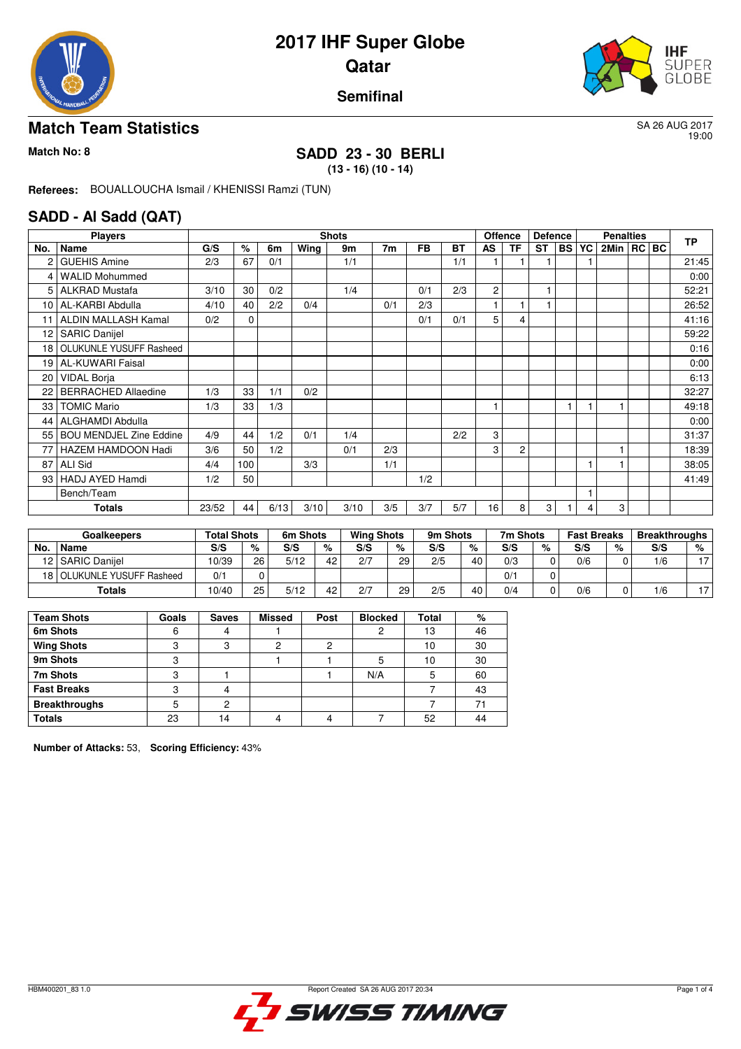# 2017 IHF Super Globe
## Qatar
### Semifinal

## Match Team Statistics

SA 26 AUG 2017
19:00

**Match No: 8**

**SADD 23 - 30 BERLI**
**(13 - 16) (10 - 14)**

**Referees:** BOUALLOUCHA Ismail / KHENISSI Ramzi (TUN)

## SADD - Al Sadd (QAT)

| Players | | Shots | | | | | | | | Offence | | Defence | | Penalties | | | | TP |
|---|---|---|---|---|---|---|---|---|---|---|---|---|---|---|---|---|---|---|
| No. | Name | G/S | % | 6m | Wing | 9m | 7m | FB | BT | AS | TF | ST | BS | YC | 2Min | RC | BC | |
| 2 | GUEHIS Amine | 2/3 | 67 | 0/1 | | 1/1 | | | 1/1 | 1 | 1 | 1 | | 1 | | | | 21:45 |
| 4 | WALID Mohummed | | | | | | | | | | | | | | | | | 0:00 |
| 5 | ALKRAD Mustafa | 3/10 | 30 | 0/2 | | 1/4 | | 0/1 | 2/3 | 2 | | 1 | | | | | | 52:21 |
| 10 | AL-KARBI Abdulla | 4/10 | 40 | 2/2 | 0/4 | | 0/1 | 2/3 | | 1 | 1 | 1 | | | | | | 26:52 |
| 11 | ALDIN MALLASH Kamal | 0/2 | 0 | | | | | 0/1 | 0/1 | 5 | 4 | | | | | | | 41:16 |
| 12 | SARIC Danijel | | | | | | | | | | | | | | | | | 59:22 |
| 18 | OLUKUNLE YUSUFF Rasheed | | | | | | | | | | | | | | | | | 0:16 |
| 19 | AL-KUWARI Faisal | | | | | | | | | | | | | | | | | 0:00 |
| 20 | VIDAL Borja | | | | | | | | | | | | | | | | | 6:13 |
| 22 | BERRACHED Allaedine | 1/3 | 33 | 1/1 | 0/2 | | | | | | | | | | | | | 32:27 |
| 33 | TOMIC Mario | 1/3 | 33 | 1/3 | | | | | | 1 | | | 1 | 1 | 1 | | | 49:18 |
| 44 | ALGHAMDI Abdulla | | | | | | | | | | | | | | | | | 0:00 |
| 55 | BOU MENDJEL Zine Eddine | 4/9 | 44 | 1/2 | 0/1 | 1/4 | | | 2/2 | 3 | | | | | | | | 31:37 |
| 77 | HAZEM HAMDOON Hadi | 3/6 | 50 | 1/2 | | 0/1 | 2/3 | | | 3 | 2 | | | | 1 | | | 18:39 |
| 87 | ALI Sid | 4/4 | 100 | | 3/3 | | 1/1 | | | | | | | 1 | 1 | | | 38:05 |
| 93 | HADJ AYED Hamdi | 1/2 | 50 | | | | | 1/2 | | | | | | | | | | 41:49 |
| | Bench/Team | | | | | | | | | | | | | 1 | | | | |
| | **Totals** | 23/52 | 44 | 6/13 | 3/10 | 3/10 | 3/5 | 3/7 | 5/7 | 16 | 8 | 3 | 1 | 4 | 3 | | | |

| Goalkeepers | | Total Shots | | 6m Shots | | Wing Shots | | 9m Shots | | 7m Shots | | Fast Breaks | | Breakthroughs | |
|---|---|---|---|---|---|---|---|---|---|---|---|---|---|---|---|
| No. | Name | S/S | % | S/S | % | S/S | % | S/S | % | S/S | % | S/S | % | S/S | % |
| 12 | SARIC Danijel | 10/39 | 26 | 5/12 | 42 | 2/7 | 29 | 2/5 | 40 | 0/3 | 0 | 0/6 | 0 | 1/6 | 17 |
| 18 | OLUKUNLE YUSUFF Rasheed | 0/1 | 0 | | | | | | | 0/1 | 0 | | | | |
| | **Totals** | 10/40 | 25 | 5/12 | 42 | 2/7 | 29 | 2/5 | 40 | 0/4 | 0 | 0/6 | 0 | 1/6 | 17 |

| Team Shots | Goals | Saves | Missed | Post | Blocked | Total | % |
|---|---|---|---|---|---|---|---|
| 6m Shots | 6 | 4 | 1 | | 2 | 13 | 46 |
| Wing Shots | 3 | 3 | 2 | 2 | | 10 | 30 |
| 9m Shots | 3 | | 1 | 1 | 5 | 10 | 30 |
| 7m Shots | 3 | 1 | | 1 | N/A | 5 | 60 |
| Fast Breaks | 3 | 4 | | | | 7 | 43 |
| Breakthroughs | 5 | 2 | | | | 7 | 71 |
| Totals | 23 | 14 | 4 | 4 | 7 | 52 | 44 |

**Number of Attacks:** 53, **Scoring Efficiency:** 43%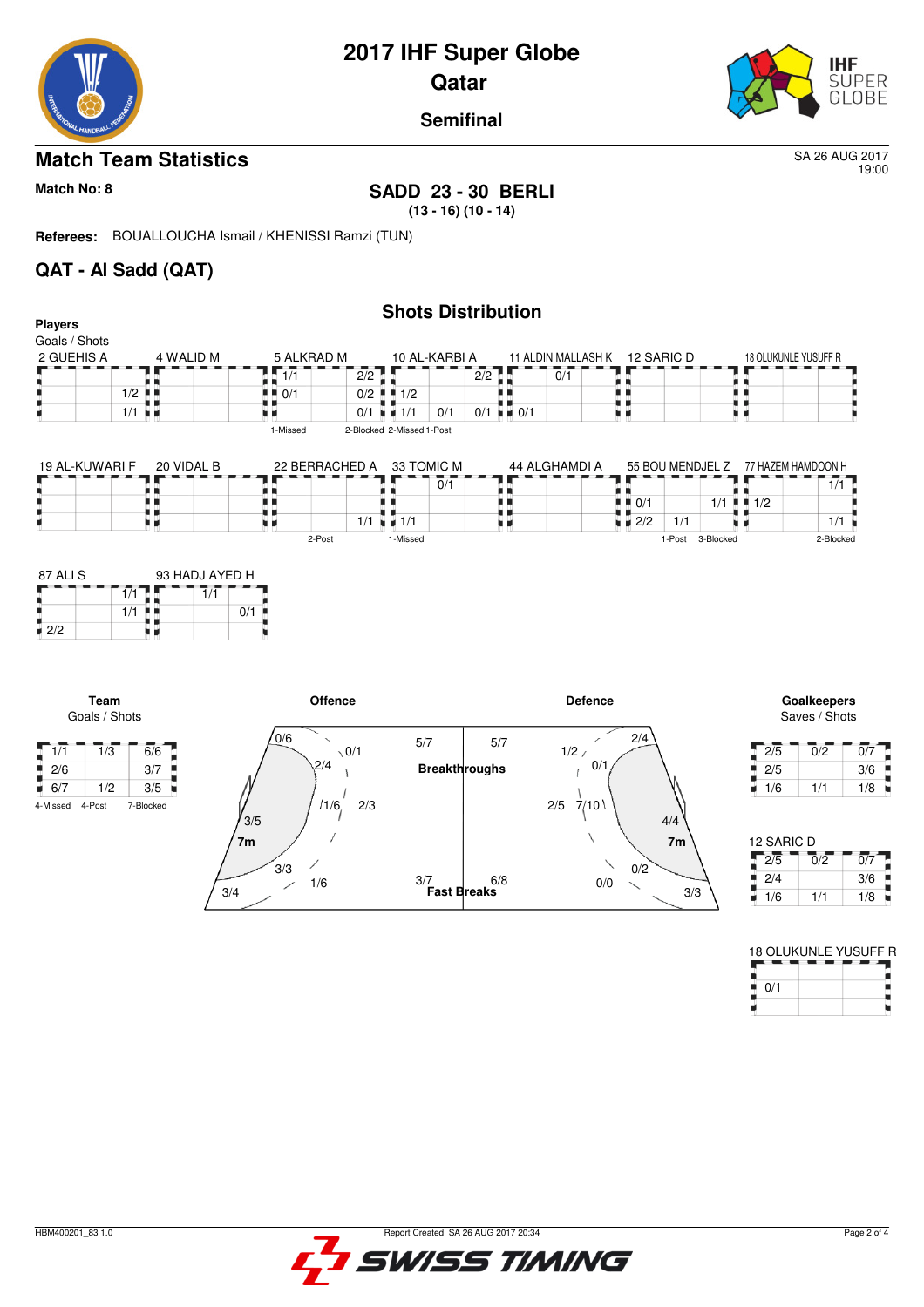# 2017 IHF Super Globe

## Qatar

### Semifinal

## Match Team Statistics

SA 26 AUG 2017
19:00

**Match No: 8**

**SADD 23 - 30 BERLI**
**(13 - 16) (10 - 14)**

**Referees:** BOUALLOUCHA Ismail / KHENISSI Ramzi (TUN)

## QAT - Al Sadd (QAT)

### Shots Distribution

**Players**
Goals / Shots

**2 GUEHIS A**

| | | |
|---|---|---|
| | | |
| | | 1/2 |
| | | 1/1 |

**4 WALID M**

| | | |
|---|---|---|
| | | |
| | | |
| | | |

**5 ALKRAD M**

| | | |
|---|---|---|
| 1/1 | | 2/2 |
| 0/1 | | 0/2 |
| | | 0/1 |

1-Missed 2-Blocked

**10 AL-KARBI A**

| | | |
|---|---|---|
| | | 2/2 |
| 1/2 | | |
| 1/1 | 0/1 | 0/1 |

2-Missed 1-Post

**11 ALDIN MALLASH K**

| | | |
|---|---|---|
| | 0/1 | |
| | | |
| 0/1 | | |

**12 SARIC D**

| | | |
|---|---|---|
| | | |
| | | |
| | | |

**18 OLUKUNLE YUSUFF R**

| | | |
|---|---|---|
| | | |
| | | |
| | | |

**19 AL-KUWARI F**

| | | |
|---|---|---|
| | | |
| | | |
| | | |

**20 VIDAL B**

| | | |
|---|---|---|
| | | |
| | | |
| | | |

**22 BERRACHED A**

| | | |
|---|---|---|
| | | |
| | | |
| | | 1/1 |

2-Post

**33 TOMIC M**

| | | |
|---|---|---|
| | 0/1 | |
| | | |
| 1/1 | | |

1-Missed

**44 ALGHAMDI A**

| | | |
|---|---|---|
| | | |
| | | |
| | | |

**55 BOU MENDJEL Z**

| | | |
|---|---|---|
| | | |
| 0/1 | | 1/1 |
| 2/2 | 1/1 | |

1-Post 3-Blocked

**77 HAZEM HAMDOON H**

| | | |
|---|---|---|
| | | 1/1 |
| 1/2 | | |
| | | 1/1 |

2-Blocked

**87 ALI S**

| | | |
|---|---|---|
| | | 1/1 |
| | | 1/1 |
| 2/2 | | |

**93 HADJ AYED H**

| | | |
|---|---|---|
| | 1/1 | |
| | | 0/1 |
| | | |

**Team**
Goals / Shots

| | | |
|---|---|---|
| 1/1 | 1/3 | 6/6 |
| 2/6 | | 3/7 |
| 6/7 | 1/2 | 3/5 |

4-Missed 4-Post 7-Blocked

**Offence**

- 0/6, 0/1, 2/4, 1/6, 2/3, 3/5, 7m, 3/3, 1/6, 3/4
- Breakthroughs: 5/7
- Fast Breaks: 3/7

**Defence**

- Breakthroughs: 5/7
- Fast Breaks: 6/8
- 1/2, 2/4, 0/1, 2/5, 7/10, 4/4, 7m, 0/2, 0/0, 3/3

**Goalkeepers**
Saves / Shots

| | | |
|---|---|---|
| 2/5 | 0/2 | 0/7 |
| 2/5 | | 3/6 |
| 1/6 | 1/1 | 1/8 |

**12 SARIC D**

| | | |
|---|---|---|
| 2/5 | 0/2 | 0/7 |
| 2/4 | | 3/6 |
| 1/6 | 1/1 | 1/8 |

**18 OLUKUNLE YUSUFF R**

| | | |
|---|---|---|
| | | |
| 0/1 | | |
| | | |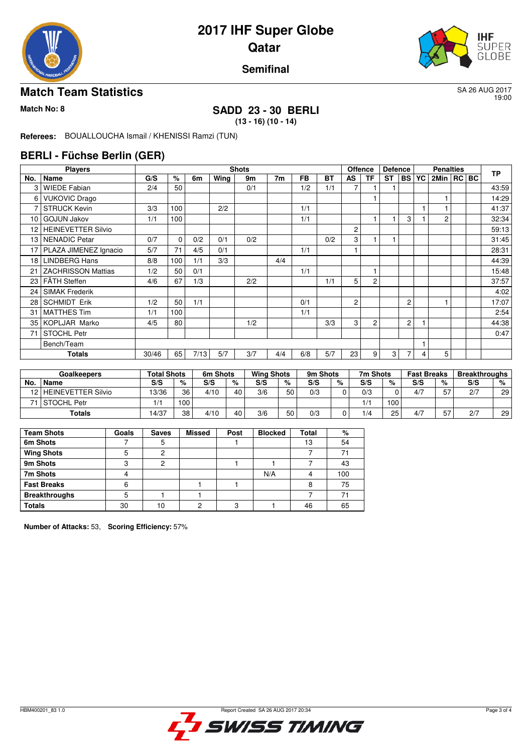# 2017 IHF Super Globe
## Qatar
### Semifinal

## Match Team Statistics

SA 26 AUG 2017
19:00

**Match No: 8**

**SADD 23 - 30 BERLI**
**(13 - 16) (10 - 14)**

**Referees:** BOUALLOUCHA Ismail / KHENISSI Ramzi (TUN)

## BERLI - Füchse Berlin (GER)

| Players | | Shots | | | | | | | | Offence | | Defence | | Penalties | | | | TP |
|---|---|---|---|---|---|---|---|---|---|---|---|---|---|---|---|---|---|---|
| No. | Name | G/S | % | 6m | Wing | 9m | 7m | FB | BT | AS | TF | ST | BS | YC | 2Min | RC | BC | |
| 3 | WIEDE Fabian | 2/4 | 50 | | | 0/1 | | 1/2 | 1/1 | 7 | 1 | 1 | | | | | | 43:59 |
| 6 | VUKOVIC Drago | | | | | | | | | | 1 | | | | 1 | | | 14:29 |
| 7 | STRUCK Kevin | 3/3 | 100 | | 2/2 | | | 1/1 | | | | | | 1 | 1 | | | 41:37 |
| 10 | GOJUN Jakov | 1/1 | 100 | | | | | 1/1 | | | 1 | 1 | 3 | 1 | 2 | | | 32:34 |
| 12 | HEINEVETTER Silvio | | | | | | | | | 2 | | | | | | | | 59:13 |
| 13 | NENADIC Petar | 0/7 | 0 | 0/2 | 0/1 | 0/2 | | | 0/2 | 3 | 1 | 1 | | | | | | 31:45 |
| 17 | PLAZA JIMENEZ Ignacio | 5/7 | 71 | 4/5 | 0/1 | | | 1/1 | | 1 | | | | | | | | 28:31 |
| 18 | LINDBERG Hans | 8/8 | 100 | 1/1 | 3/3 | | 4/4 | | | | | | | | | | | 44:39 |
| 21 | ZACHRISSON Mattias | 1/2 | 50 | 0/1 | | | | 1/1 | | | 1 | | | | | | | 15:48 |
| 23 | FÄTH Steffen | 4/6 | 67 | 1/3 | | 2/2 | | | 1/1 | 5 | 2 | | | | | | | 37:57 |
| 24 | SIMAK Frederik | | | | | | | | | | | | | | | | | 4:02 |
| 28 | SCHMIDT Erik | 1/2 | 50 | 1/1 | | | | 0/1 | | 2 | | | 2 | | 1 | | | 17:07 |
| 31 | MATTHES Tim | 1/1 | 100 | | | | | 1/1 | | | | | | | | | | 2:54 |
| 35 | KOPLJAR Marko | 4/5 | 80 | | | 1/2 | | | 3/3 | 3 | 2 | | 2 | 1 | | | | 44:38 |
| 71 | STOCHL Petr | | | | | | | | | | | | | | | | | 0:47 |
| | Bench/Team | | | | | | | | | | | | | 1 | | | | |
| | **Totals** | 30/46 | 65 | 7/13 | 5/7 | 3/7 | 4/4 | 6/8 | 5/7 | 23 | 9 | 3 | 7 | 4 | 5 | | | |

| Goalkeepers | | Total Shots | | 6m Shots | | Wing Shots | | 9m Shots | | 7m Shots | | Fast Breaks | | Breakthroughs | |
|---|---|---|---|---|---|---|---|---|---|---|---|---|---|---|---|
| No. | Name | S/S | % | S/S | % | S/S | % | S/S | % | S/S | % | S/S | % | S/S | % |
| 12 | HEINEVETTER Silvio | 13/36 | 36 | 4/10 | 40 | 3/6 | 50 | 0/3 | 0 | 0/3 | 0 | 4/7 | 57 | 2/7 | 29 |
| 71 | STOCHL Petr | 1/1 | 100 | | | | | | | 1/1 | 100 | | | | |
| | **Totals** | 14/37 | 38 | 4/10 | 40 | 3/6 | 50 | 0/3 | 0 | 1/4 | 25 | 4/7 | 57 | 2/7 | 29 |

| Team Shots | Goals | Saves | Missed | Post | Blocked | Total | % |
|---|---|---|---|---|---|---|---|
| **6m Shots** | 7 | 5 | | 1 | | 13 | 54 |
| **Wing Shots** | 5 | 2 | | | | 7 | 71 |
| **9m Shots** | 3 | 2 | | 1 | 1 | 7 | 43 |
| **7m Shots** | 4 | | | | N/A | 4 | 100 |
| **Fast Breaks** | 6 | | 1 | 1 | | 8 | 75 |
| **Breakthroughs** | 5 | 1 | 1 | | | 7 | 71 |
| **Totals** | 30 | 10 | 2 | 3 | 1 | 46 | 65 |

**Number of Attacks:** 53, **Scoring Efficiency:** 57%

HBM400201_83 1.0 Report Created SA 26 AUG 2017 20:34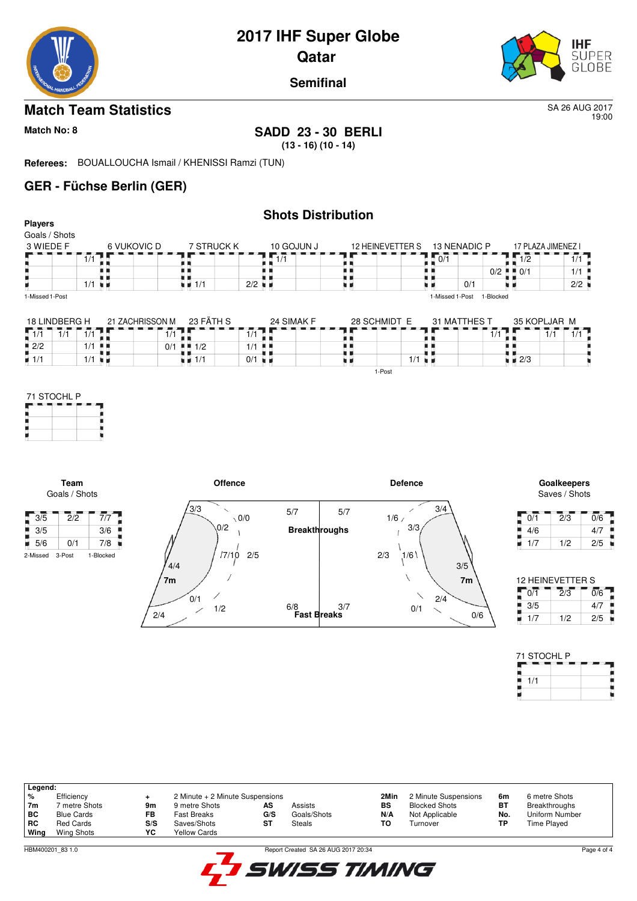# 2017 IHF Super Globe
## Qatar
### Semifinal

## Match Team Statistics

SA 26 AUG 2017
19:00

**Match No: 8**

**SADD 23 - 30 BERLI**
**(13 - 16) (10 - 14)**

**Referees:** BOUALLOUCHA Ismail / KHENISSI Ramzi (TUN)

## GER - Füchse Berlin (GER)

### Shots Distribution

**Players**
Goals / Shots

3 WIEDE F

| | | |
|---|---|---|
| | | 1/1 |
| | | |
| | | 1/1 |

1-Missed 1-Post

6 VUKOVIC D

7 STRUCK K

| | | |
|---|---|---|
| | | |
| | | |
| 1/1 | | 2/2 |

10 GOJUN J

| | | |
|---|---|---|
| 1/1 | | |
| | | |
| | | |

12 HEINEVETTER S

13 NENADIC P

| | | |
|---|---|---|
| 0/1 | | |
| | | 0/2 |
| | 0/1 | |

1-Missed 1-Post 1-Blocked

17 PLAZA JIMENEZ I

| | | |
|---|---|---|
| 1/2 | | 1/1 |
| 0/1 | | 1/1 |
| | | 2/2 |

18 LINDBERG H

| | | |
|---|---|---|
| 1/1 | 1/1 | 1/1 |
| 2/2 | | 1/1 |
| 1/1 | | 1/1 |

21 ZACHRISSON M

| | | |
|---|---|---|
| | | 1/1 |
| | | 0/1 |
| | | |

23 FÄTH S

| | | |
|---|---|---|
| | | 1/1 |
| 1/2 | | 1/1 |
| 1/1 | | 0/1 |

24 SIMAK F

28 SCHMIDT E

| | | |
|---|---|---|
| | | |
| | | |
| | | 1/1 |

1-Post

31 MATTHES T

| | | |
|---|---|---|
| | | 1/1 |
| | | |
| | | |

35 KOPLJAR M

| | | |
|---|---|---|
| | 1/1 | 1/1 |
| | | |
| 2/3 | | |

71 STOCHL P

**Team**
Goals / Shots

| | | |
|---|---|---|
| 3/5 | 2/2 | 7/7 |
| 3/5 | | 3/6 |
| 5/6 | 0/1 | 7/8 |

2-Missed 3-Post 1-Blocked

**Offence**

3/3
0/0
0/2
7/10
2/5
4/4
7m
0/1
1/2
2/4

5/7
5/7
Breakthroughs
6/8
3/7
Fast Breaks

**Defence**

1/6
3/4
3/3
2/3
1/6
3/5
7m
2/4
0/1
0/6

**Goalkeepers**
Saves / Shots

| | | |
|---|---|---|
| 0/1 | 2/3 | 0/6 |
| 4/6 | | 4/7 |
| 1/7 | 1/2 | 2/5 |

12 HEINEVETTER S

| | | |
|---|---|---|
| 0/1 | 2/3 | 0/6 |
| 3/5 | | 4/7 |
| 1/7 | 1/2 | 2/5 |

71 STOCHL P

| | | |
|---|---|---|
| | | |
| 1/1 | | |
| | | |

**Legend:**

| | | | | | | | | | |
|---|---|---|---|---|---|---|---|---|---|
| % | Efficiency | + | 2 Minute + 2 Minute Suspensions | | | 2Min | 2 Minute Suspensions | 6m | 6 metre Shots |
| 7m | 7 metre Shots | 9m | 9 metre Shots | AS | Assists | BS | Blocked Shots | BT | Breakthroughs |
| BC | Blue Cards | FB | Fast Breaks | G/S | Goals/Shots | N/A | Not Applicable | No. | Uniform Number |
| RC | Red Cards | S/S | Saves/Shots | ST | Steals | TO | Turnover | TP | Time Played |
| Wing | Wing Shots | YC | Yellow Cards | | | | | | |

HBM400201_83 1.0 Report Created SA 26 AUG 2017 20:34